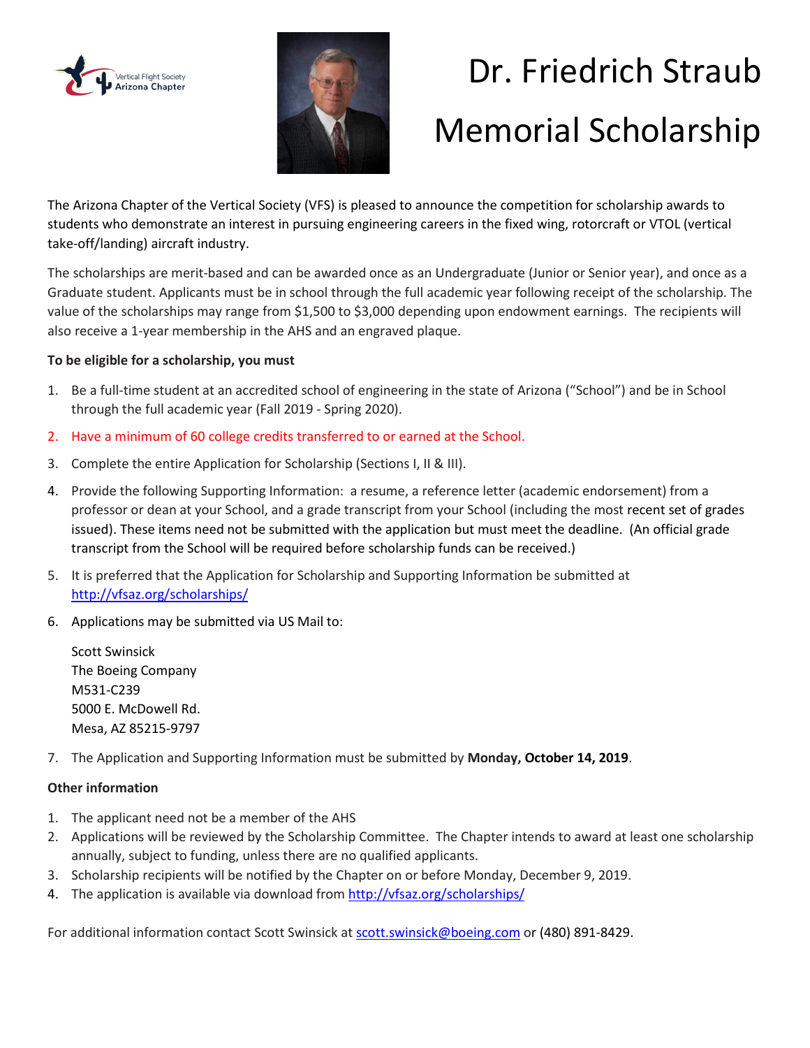Vertical Flight Society Arizona Chapter

# Dr. Friedrich Straub Memorial Scholarship

The Arizona Chapter of the Vertical Society (VFS) is pleased to announce the competition for scholarship awards to students who demonstrate an interest in pursuing engineering careers in the fixed wing, rotorcraft or VTOL (vertical take-off/landing) aircraft industry.

The scholarships are merit-based and can be awarded once as an Undergraduate (Junior or Senior year), and once as a Graduate student. Applicants must be in school through the full academic year following receipt of the scholarship. The value of the scholarships may range from $1,500 to $3,000 depending upon endowment earnings. The recipients will also receive a 1-year membership in the AHS and an engraved plaque.

**To be eligible for a scholarship, you must**

1. Be a full-time student at an accredited school of engineering in the state of Arizona ("School") and be in School through the full academic year (Fall 2019 - Spring 2020).
2. Have a minimum of 60 college credits transferred to or earned at the School.
3. Complete the entire Application for Scholarship (Sections I, II & III).
4. Provide the following Supporting Information: a resume, a reference letter (academic endorsement) from a professor or dean at your School, and a grade transcript from your School (including the most recent set of grades issued). These items need not be submitted with the application but must meet the deadline. (An official grade transcript from the School will be required before scholarship funds can be received.)
5. It is preferred that the Application for Scholarship and Supporting Information be submitted at http://vfsaz.org/scholarships/
6. Applications may be submitted via US Mail to:

   Scott Swinsick
   The Boeing Company
   M531-C239
   5000 E. McDowell Rd.
   Mesa, AZ 85215-9797

7. The Application and Supporting Information must be submitted by **Monday, October 14, 2019**.

**Other information**

1. The applicant need not be a member of the AHS
2. Applications will be reviewed by the Scholarship Committee. The Chapter intends to award at least one scholarship annually, subject to funding, unless there are no qualified applicants.
3. Scholarship recipients will be notified by the Chapter on or before Monday, December 9, 2019.
4. The application is available via download from http://vfsaz.org/scholarships/

For additional information contact Scott Swinsick at scott.swinsick@boeing.com or (480) 891-8429.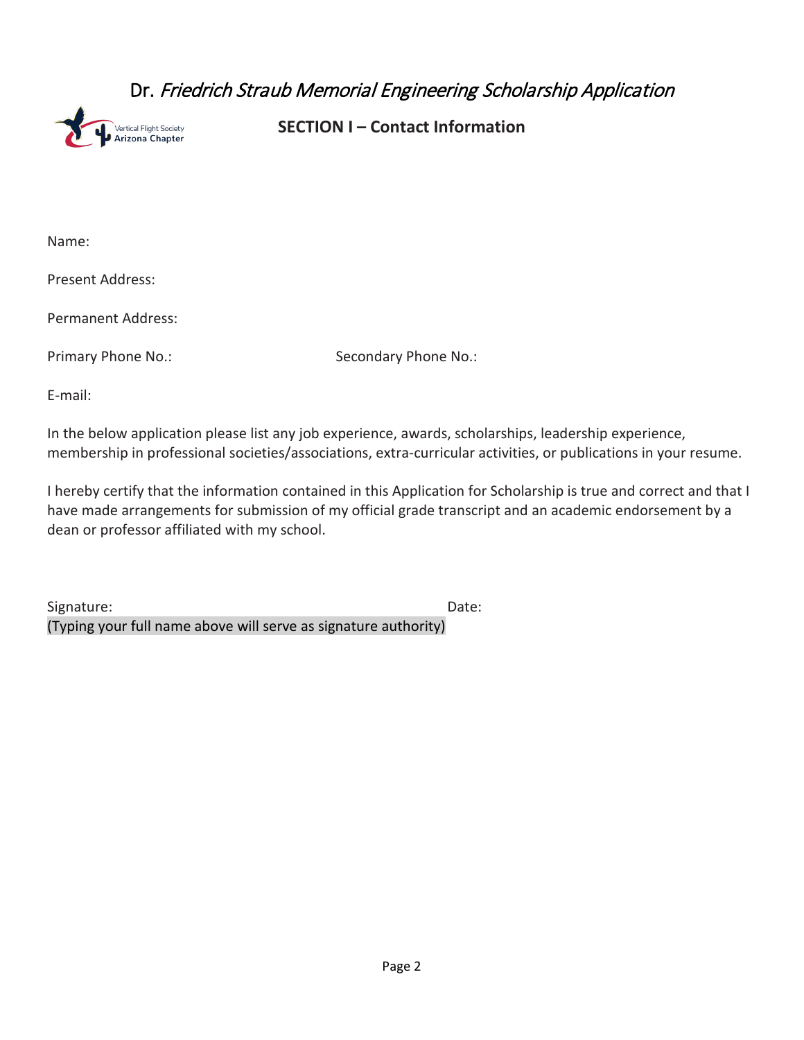# Dr. *Friedrich Straub Memorial Engineering Scholarship Application*

Vertical Flight Society
Arizona Chapter

## SECTION I – Contact Information

Name:

Present Address:

Permanent Address:

Primary Phone No.: Secondary Phone No.:

E-mail:

In the below application please list any job experience, awards, scholarships, leadership experience, membership in professional societies/associations, extra-curricular activities, or publications in your resume.

I hereby certify that the information contained in this Application for Scholarship is true and correct and that I have made arrangements for submission of my official grade transcript and an academic endorsement by a dean or professor affiliated with my school.

Signature: Date:
(Typing your full name above will serve as signature authority)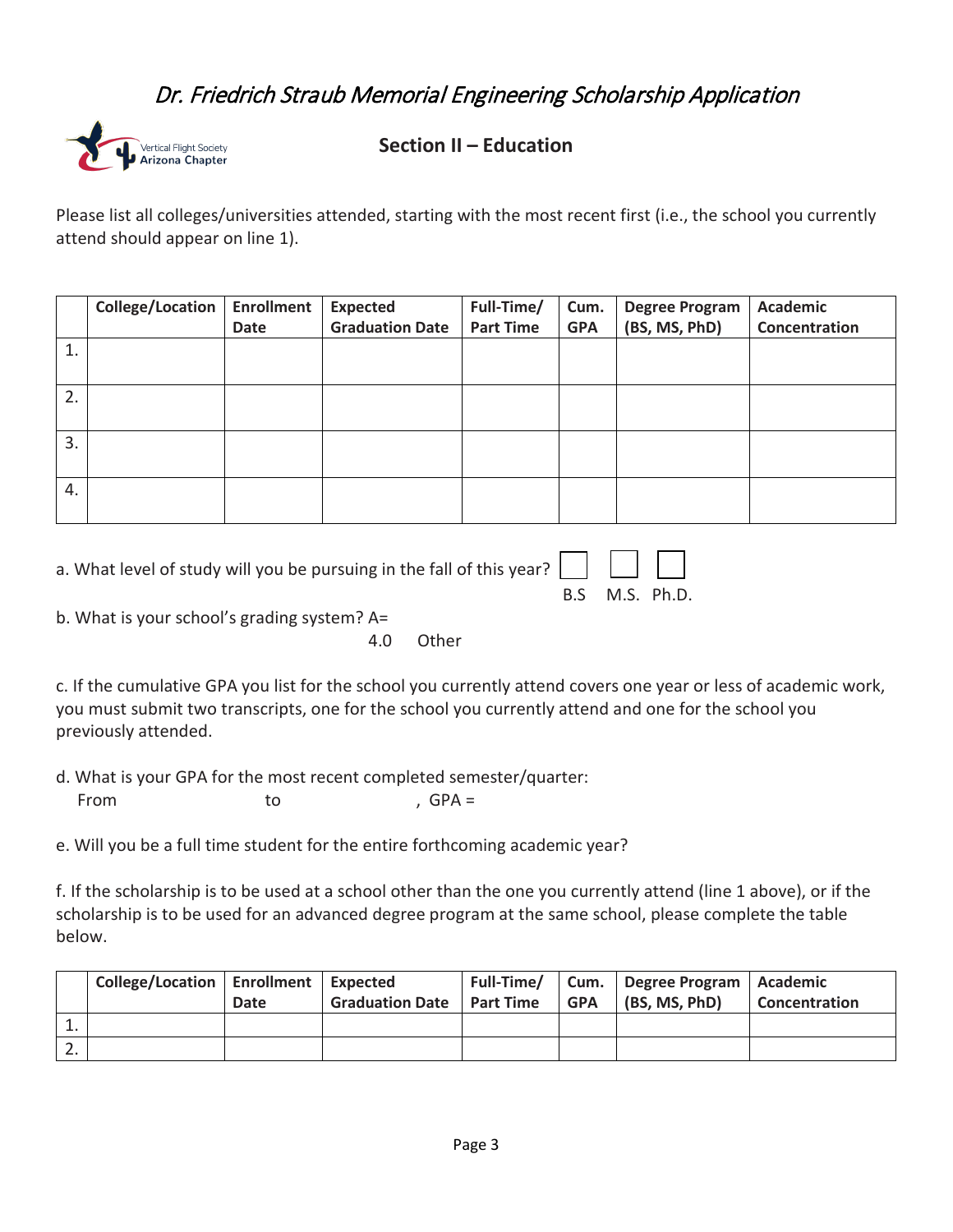# Dr. Friedrich Straub Memorial Engineering Scholarship Application

Vertical Flight Society Arizona Chapter

## Section II – Education

Please list all colleges/universities attended, starting with the most recent first (i.e., the school you currently attend should appear on line 1).

| | College/Location | Enrollment Date | Expected Graduation Date | Full-Time/ Part Time | Cum. GPA | Degree Program (BS, MS, PhD) | Academic Concentration |
|---|---|---|---|---|---|---|---|
| 1. | | | | | | | |
| 2. | | | | | | | |
| 3. | | | | | | | |
| 4. | | | | | | | |

a. What level of study will you be pursuing in the fall of this year? ☐ B.S ☐ M.S. ☐ Ph.D.

b. What is your school's grading system? A= 4.0 Other

c. If the cumulative GPA you list for the school you currently attend covers one year or less of academic work, you must submit two transcripts, one for the school you currently attend and one for the school you previously attended.

d. What is your GPA for the most recent completed semester/quarter:
From to , GPA =

e. Will you be a full time student for the entire forthcoming academic year?

f. If the scholarship is to be used at a school other than the one you currently attend (line 1 above), or if the scholarship is to be used for an advanced degree program at the same school, please complete the table below.

| | College/Location | Enrollment Date | Expected Graduation Date | Full-Time/ Part Time | Cum. GPA | Degree Program (BS, MS, PhD) | Academic Concentration |
|---|---|---|---|---|---|---|---|
| 1. | | | | | | | |
| 2. | | | | | | | |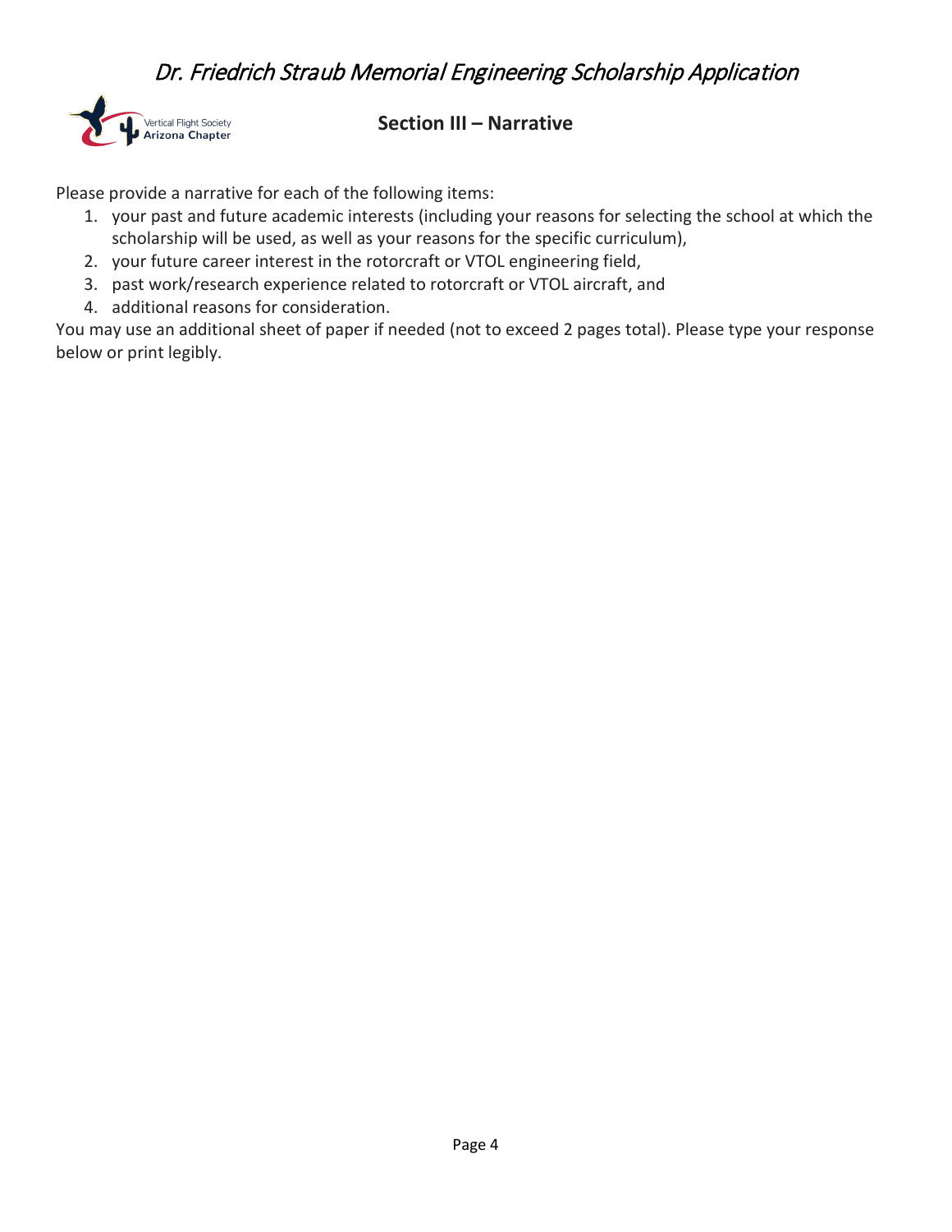# Dr. Friedrich Straub Memorial Engineering Scholarship Application

Vertical Flight Society
Arizona Chapter

## Section III – Narrative

Please provide a narrative for each of the following items:

1. your past and future academic interests (including your reasons for selecting the school at which the scholarship will be used, as well as your reasons for the specific curriculum),
2. your future career interest in the rotorcraft or VTOL engineering field,
3. past work/research experience related to rotorcraft or VTOL aircraft, and
4. additional reasons for consideration.

You may use an additional sheet of paper if needed (not to exceed 2 pages total). Please type your response below or print legibly.